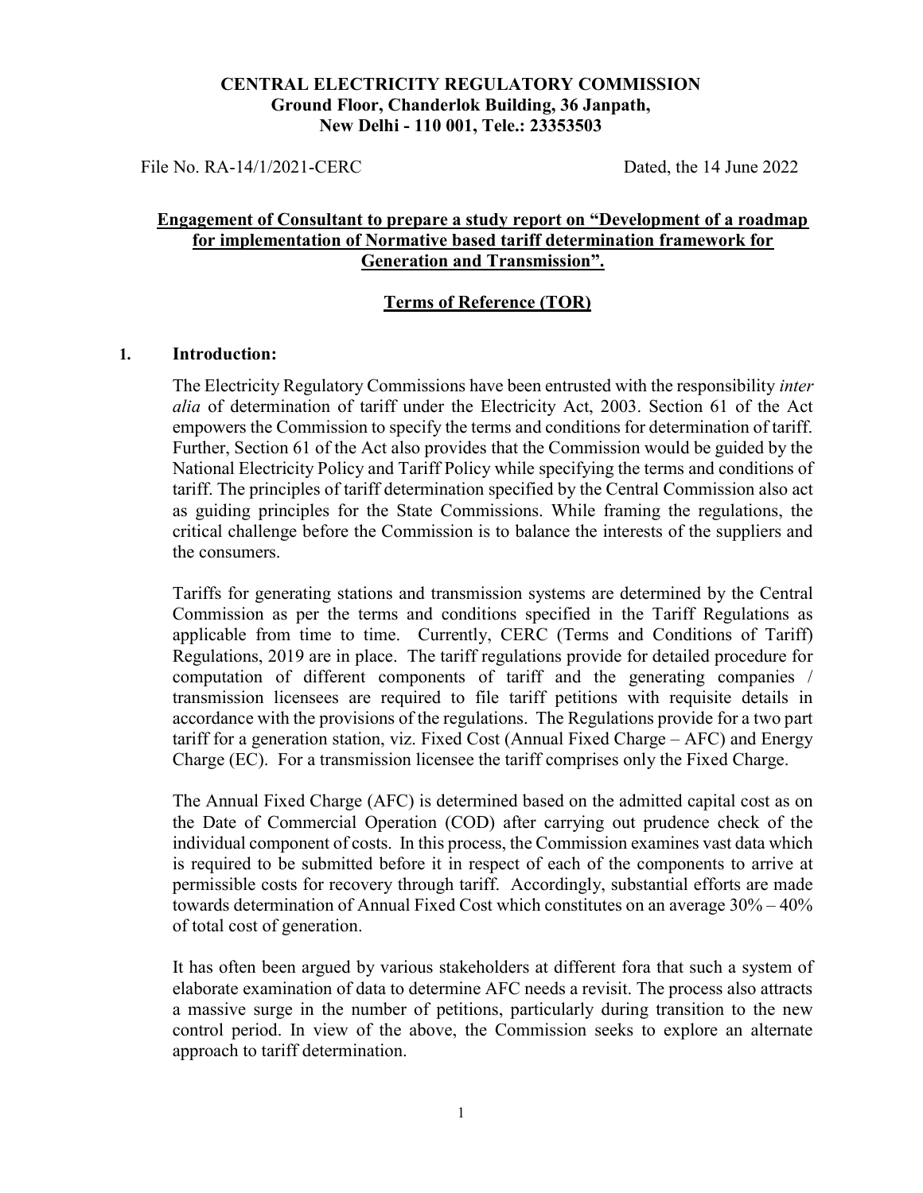**CENTRAL ELECTRICITY REGULATORY COMMISSION**
**Ground Floor, Chanderlok Building, 36 Janpath,**
**New Delhi - 110 001, Tele.: 23353503**

File No. RA-14/1/2021-CERC Dated, the 14 June 2022

**Engagement of Consultant to prepare a study report on "Development of a roadmap for implementation of Normative based tariff determination framework for Generation and Transmission".**

**Terms of Reference (TOR)**

## 1. Introduction:

The Electricity Regulatory Commissions have been entrusted with the responsibility *inter alia* of determination of tariff under the Electricity Act, 2003. Section 61 of the Act empowers the Commission to specify the terms and conditions for determination of tariff. Further, Section 61 of the Act also provides that the Commission would be guided by the National Electricity Policy and Tariff Policy while specifying the terms and conditions of tariff. The principles of tariff determination specified by the Central Commission also act as guiding principles for the State Commissions. While framing the regulations, the critical challenge before the Commission is to balance the interests of the suppliers and the consumers.

Tariffs for generating stations and transmission systems are determined by the Central Commission as per the terms and conditions specified in the Tariff Regulations as applicable from time to time. Currently, CERC (Terms and Conditions of Tariff) Regulations, 2019 are in place. The tariff regulations provide for detailed procedure for computation of different components of tariff and the generating companies / transmission licensees are required to file tariff petitions with requisite details in accordance with the provisions of the regulations. The Regulations provide for a two part tariff for a generation station, viz. Fixed Cost (Annual Fixed Charge – AFC) and Energy Charge (EC). For a transmission licensee the tariff comprises only the Fixed Charge.

The Annual Fixed Charge (AFC) is determined based on the admitted capital cost as on the Date of Commercial Operation (COD) after carrying out prudence check of the individual component of costs. In this process, the Commission examines vast data which is required to be submitted before it in respect of each of the components to arrive at permissible costs for recovery through tariff. Accordingly, substantial efforts are made towards determination of Annual Fixed Cost which constitutes on an average 30% – 40% of total cost of generation.

It has often been argued by various stakeholders at different fora that such a system of elaborate examination of data to determine AFC needs a revisit. The process also attracts a massive surge in the number of petitions, particularly during transition to the new control period. In view of the above, the Commission seeks to explore an alternate approach to tariff determination.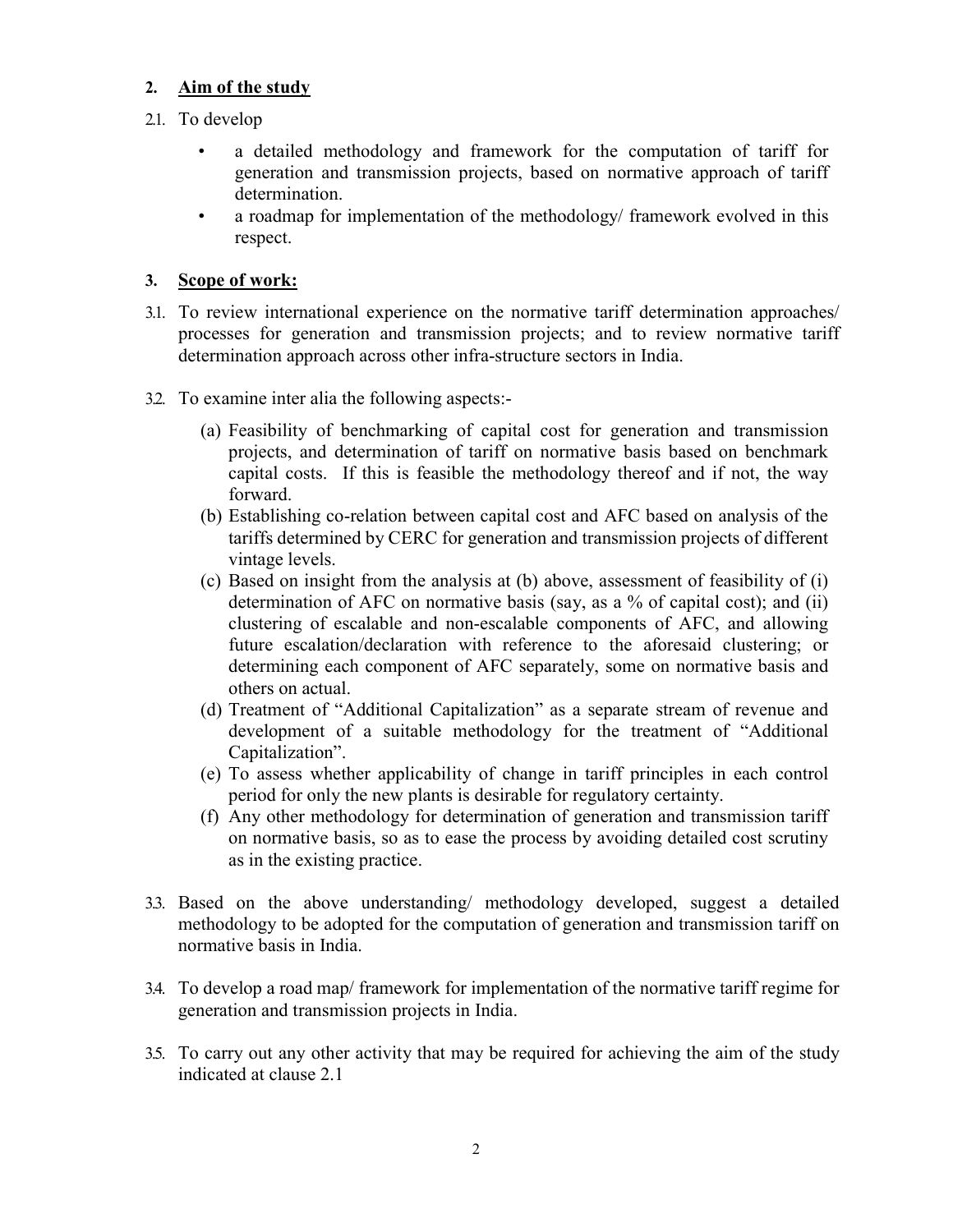## 2. Aim of the study

2.1. To develop

- a detailed methodology and framework for the computation of tariff for generation and transmission projects, based on normative approach of tariff determination.
- a roadmap for implementation of the methodology/ framework evolved in this respect.

## 3. Scope of work:

3.1. To review international experience on the normative tariff determination approaches/ processes for generation and transmission projects; and to review normative tariff determination approach across other infra-structure sectors in India.

3.2. To examine inter alia the following aspects:-

(a) Feasibility of benchmarking of capital cost for generation and transmission projects, and determination of tariff on normative basis based on benchmark capital costs. If this is feasible the methodology thereof and if not, the way forward.

(b) Establishing co-relation between capital cost and AFC based on analysis of the tariffs determined by CERC for generation and transmission projects of different vintage levels.

(c) Based on insight from the analysis at (b) above, assessment of feasibility of (i) determination of AFC on normative basis (say, as a % of capital cost); and (ii) clustering of escalable and non-escalable components of AFC, and allowing future escalation/declaration with reference to the aforesaid clustering; or determining each component of AFC separately, some on normative basis and others on actual.

(d) Treatment of "Additional Capitalization" as a separate stream of revenue and development of a suitable methodology for the treatment of "Additional Capitalization".

(e) To assess whether applicability of change in tariff principles in each control period for only the new plants is desirable for regulatory certainty.

(f) Any other methodology for determination of generation and transmission tariff on normative basis, so as to ease the process by avoiding detailed cost scrutiny as in the existing practice.

3.3. Based on the above understanding/ methodology developed, suggest a detailed methodology to be adopted for the computation of generation and transmission tariff on normative basis in India.

3.4. To develop a road map/ framework for implementation of the normative tariff regime for generation and transmission projects in India.

3.5. To carry out any other activity that may be required for achieving the aim of the study indicated at clause 2.1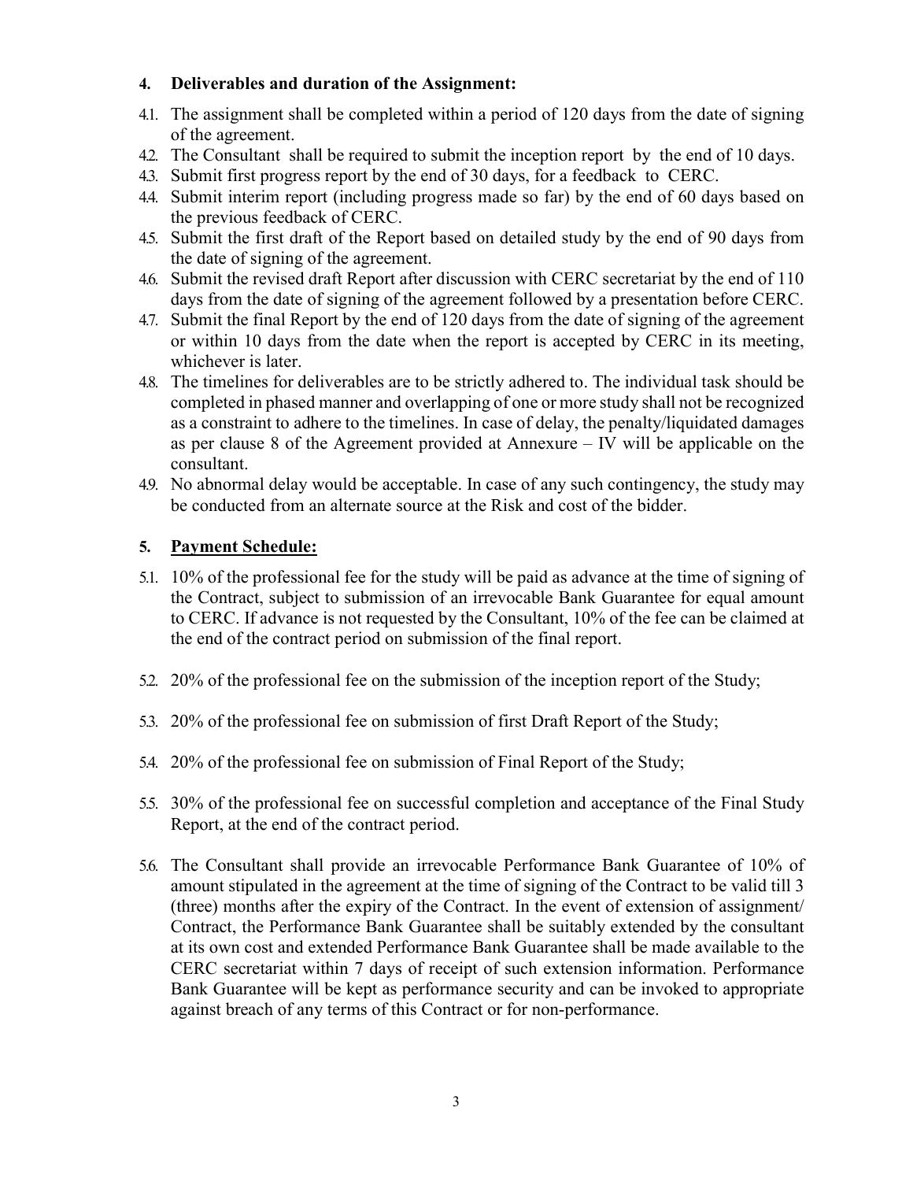### 4. Deliverables and duration of the Assignment:

4.1. The assignment shall be completed within a period of 120 days from the date of signing of the agreement.

4.2. The Consultant shall be required to submit the inception report by the end of 10 days.

4.3. Submit first progress report by the end of 30 days, for a feedback to CERC.

4.4. Submit interim report (including progress made so far) by the end of 60 days based on the previous feedback of CERC.

4.5. Submit the first draft of the Report based on detailed study by the end of 90 days from the date of signing of the agreement.

4.6. Submit the revised draft Report after discussion with CERC secretariat by the end of 110 days from the date of signing of the agreement followed by a presentation before CERC.

4.7. Submit the final Report by the end of 120 days from the date of signing of the agreement or within 10 days from the date when the report is accepted by CERC in its meeting, whichever is later.

4.8. The timelines for deliverables are to be strictly adhered to. The individual task should be completed in phased manner and overlapping of one or more study shall not be recognized as a constraint to adhere to the timelines. In case of delay, the penalty/liquidated damages as per clause 8 of the Agreement provided at Annexure – IV will be applicable on the consultant.

4.9. No abnormal delay would be acceptable. In case of any such contingency, the study may be conducted from an alternate source at the Risk and cost of the bidder.

### 5. Payment Schedule:

5.1. 10% of the professional fee for the study will be paid as advance at the time of signing of the Contract, subject to submission of an irrevocable Bank Guarantee for equal amount to CERC. If advance is not requested by the Consultant, 10% of the fee can be claimed at the end of the contract period on submission of the final report.

5.2. 20% of the professional fee on the submission of the inception report of the Study;

5.3. 20% of the professional fee on submission of first Draft Report of the Study;

5.4. 20% of the professional fee on submission of Final Report of the Study;

5.5. 30% of the professional fee on successful completion and acceptance of the Final Study Report, at the end of the contract period.

5.6. The Consultant shall provide an irrevocable Performance Bank Guarantee of 10% of amount stipulated in the agreement at the time of signing of the Contract to be valid till 3 (three) months after the expiry of the Contract. In the event of extension of assignment/ Contract, the Performance Bank Guarantee shall be suitably extended by the consultant at its own cost and extended Performance Bank Guarantee shall be made available to the CERC secretariat within 7 days of receipt of such extension information. Performance Bank Guarantee will be kept as performance security and can be invoked to appropriate against breach of any terms of this Contract or for non-performance.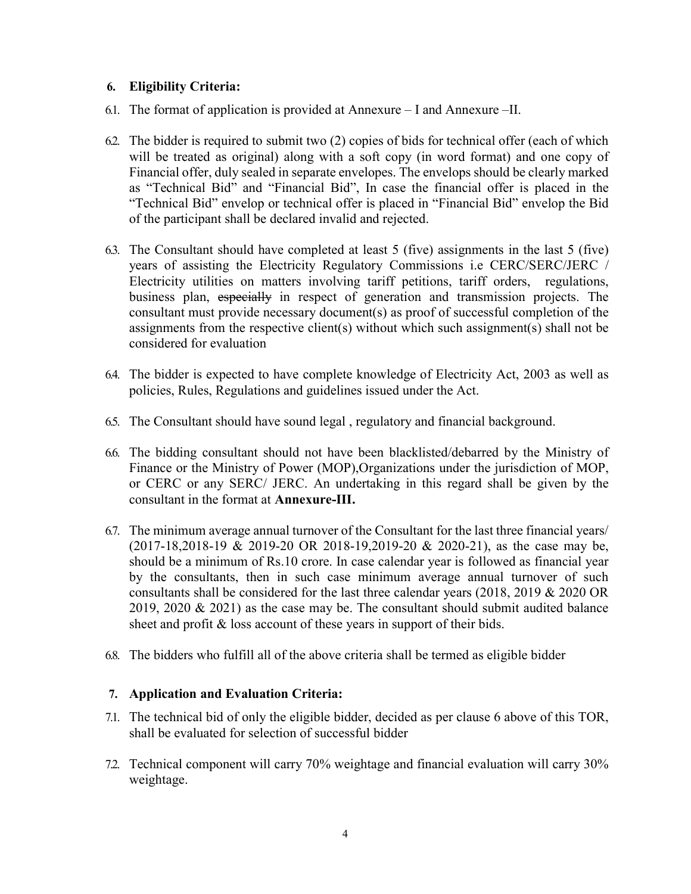## 6. Eligibility Criteria:

6.1. The format of application is provided at Annexure – I and Annexure –II.

6.2. The bidder is required to submit two (2) copies of bids for technical offer (each of which will be treated as original) along with a soft copy (in word format) and one copy of Financial offer, duly sealed in separate envelopes. The envelops should be clearly marked as "Technical Bid" and "Financial Bid", In case the financial offer is placed in the "Technical Bid" envelop or technical offer is placed in "Financial Bid" envelop the Bid of the participant shall be declared invalid and rejected.

6.3. The Consultant should have completed at least 5 (five) assignments in the last 5 (five) years of assisting the Electricity Regulatory Commissions i.e CERC/SERC/JERC / Electricity utilities on matters involving tariff petitions, tariff orders, regulations, business plan, ~~especially~~ in respect of generation and transmission projects. The consultant must provide necessary document(s) as proof of successful completion of the assignments from the respective client(s) without which such assignment(s) shall not be considered for evaluation

6.4. The bidder is expected to have complete knowledge of Electricity Act, 2003 as well as policies, Rules, Regulations and guidelines issued under the Act.

6.5. The Consultant should have sound legal , regulatory and financial background.

6.6. The bidding consultant should not have been blacklisted/debarred by the Ministry of Finance or the Ministry of Power (MOP),Organizations under the jurisdiction of MOP, or CERC or any SERC/ JERC. An undertaking in this regard shall be given by the consultant in the format at **Annexure-III.**

6.7. The minimum average annual turnover of the Consultant for the last three financial years/ (2017-18,2018-19 & 2019-20 OR 2018-19,2019-20 & 2020-21), as the case may be, should be a minimum of Rs.10 crore. In case calendar year is followed as financial year by the consultants, then in such case minimum average annual turnover of such consultants shall be considered for the last three calendar years (2018, 2019 & 2020 OR 2019, 2020 & 2021) as the case may be. The consultant should submit audited balance sheet and profit & loss account of these years in support of their bids.

6.8. The bidders who fulfill all of the above criteria shall be termed as eligible bidder

## 7. Application and Evaluation Criteria:

7.1. The technical bid of only the eligible bidder, decided as per clause 6 above of this TOR, shall be evaluated for selection of successful bidder

7.2. Technical component will carry 70% weightage and financial evaluation will carry 30% weightage.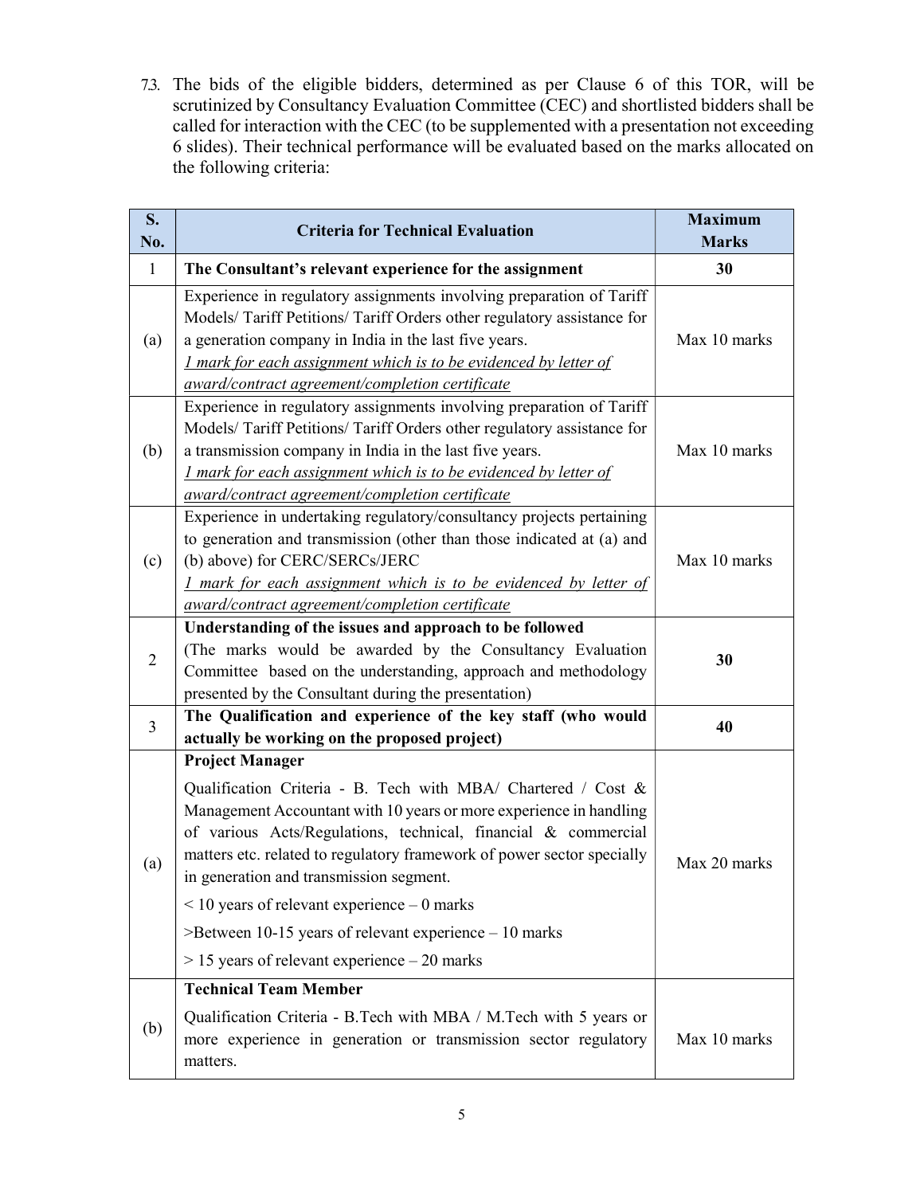7.3. The bids of the eligible bidders, determined as per Clause 6 of this TOR, will be scrutinized by Consultancy Evaluation Committee (CEC) and shortlisted bidders shall be called for interaction with the CEC (to be supplemented with a presentation not exceeding 6 slides). Their technical performance will be evaluated based on the marks allocated on the following criteria:

| S. No. | Criteria for Technical Evaluation | Maximum Marks |
|---|---|---|
| 1 | **The Consultant's relevant experience for the assignment** | **30** |
| (a) | Experience in regulatory assignments involving preparation of Tariff Models/ Tariff Petitions/ Tariff Orders other regulatory assistance for a generation company in India in the last five years.<br>*1 mark for each assignment which is to be evidenced by letter of award/contract agreement/completion certificate* | Max 10 marks |
| (b) | Experience in regulatory assignments involving preparation of Tariff Models/ Tariff Petitions/ Tariff Orders other regulatory assistance for a transmission company in India in the last five years.<br>*1 mark for each assignment which is to be evidenced by letter of award/contract agreement/completion certificate* | Max 10 marks |
| (c) | Experience in undertaking regulatory/consultancy projects pertaining to generation and transmission (other than those indicated at (a) and (b) above) for CERC/SERCs/JERC<br>*1 mark for each assignment which is to be evidenced by letter of award/contract agreement/completion certificate* | Max 10 marks |
| 2 | **Understanding of the issues and approach to be followed**<br>(The marks would be awarded by the Consultancy Evaluation Committee based on the understanding, approach and methodology presented by the Consultant during the presentation) | **30** |
| 3 | **The Qualification and experience of the key staff (who would actually be working on the proposed project)** | **40** |
| (a) | **Project Manager**<br>Qualification Criteria - B. Tech with MBA/ Chartered / Cost & Management Accountant with 10 years or more experience in handling of various Acts/Regulations, technical, financial & commercial matters etc. related to regulatory framework of power sector specially in generation and transmission segment.<br>< 10 years of relevant experience – 0 marks<br>>Between 10-15 years of relevant experience – 10 marks<br>> 15 years of relevant experience – 20 marks | Max 20 marks |
| (b) | **Technical Team Member**<br>Qualification Criteria - B.Tech with MBA / M.Tech with 5 years or more experience in generation or transmission sector regulatory matters. | Max 10 marks |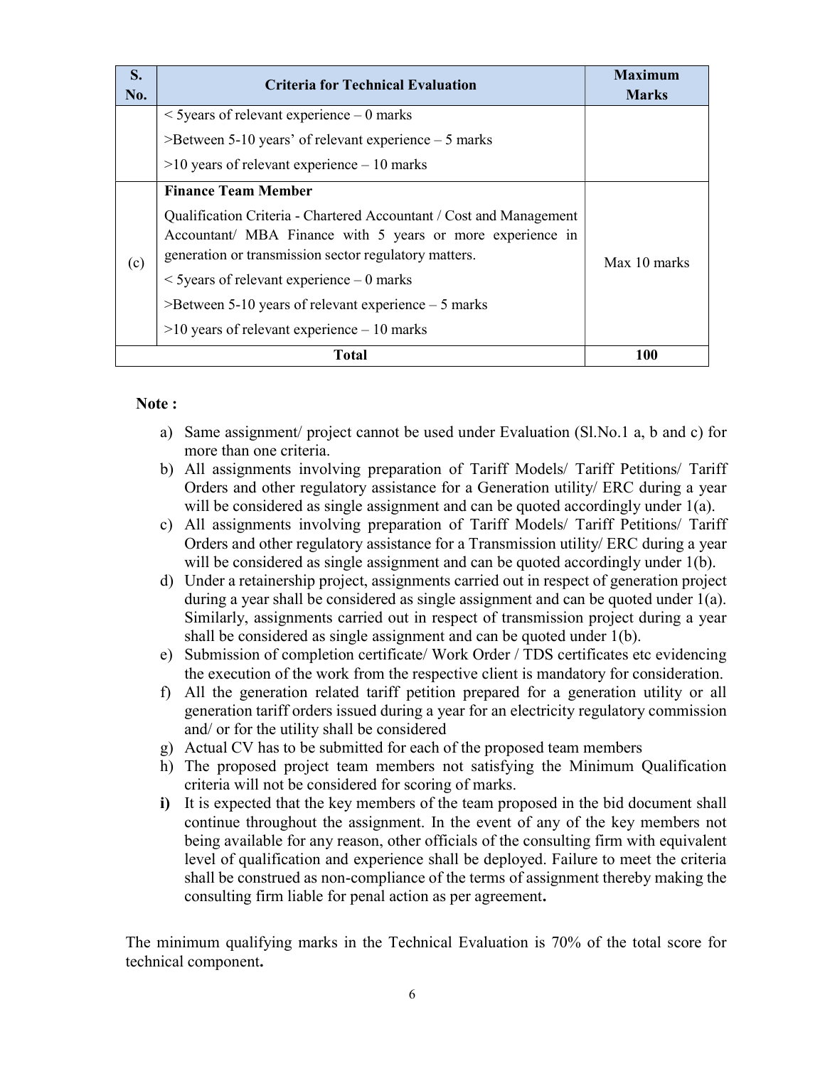| S. No. | Criteria for Technical Evaluation | Maximum Marks |
|---|---|---|
| | < 5years of relevant experience – 0 marks<br>>Between 5-10 years' of relevant experience – 5 marks<br>>10 years of relevant experience – 10 marks | |
| (c) | **Finance Team Member**<br>Qualification Criteria - Chartered Accountant / Cost and Management Accountant/ MBA Finance with 5 years or more experience in generation or transmission sector regulatory matters.<br>< 5years of relevant experience – 0 marks<br>>Between 5-10 years of relevant experience – 5 marks<br>>10 years of relevant experience – 10 marks | Max 10 marks |
| | **Total** | **100** |

**Note :**

a) Same assignment/ project cannot be used under Evaluation (Sl.No.1 a, b and c) for more than one criteria.

b) All assignments involving preparation of Tariff Models/ Tariff Petitions/ Tariff Orders and other regulatory assistance for a Generation utility/ ERC during a year will be considered as single assignment and can be quoted accordingly under 1(a).

c) All assignments involving preparation of Tariff Models/ Tariff Petitions/ Tariff Orders and other regulatory assistance for a Transmission utility/ ERC during a year will be considered as single assignment and can be quoted accordingly under 1(b).

d) Under a retainership project, assignments carried out in respect of generation project during a year shall be considered as single assignment and can be quoted under 1(a). Similarly, assignments carried out in respect of transmission project during a year shall be considered as single assignment and can be quoted under 1(b).

e) Submission of completion certificate/ Work Order / TDS certificates etc evidencing the execution of the work from the respective client is mandatory for consideration.

f) All the generation related tariff petition prepared for a generation utility or all generation tariff orders issued during a year for an electricity regulatory commission and/ or for the utility shall be considered

g) Actual CV has to be submitted for each of the proposed team members

h) The proposed project team members not satisfying the Minimum Qualification criteria will not be considered for scoring of marks.

**i)** It is expected that the key members of the team proposed in the bid document shall continue throughout the assignment. In the event of any of the key members not being available for any reason, other officials of the consulting firm with equivalent level of qualification and experience shall be deployed. Failure to meet the criteria shall be construed as non-compliance of the terms of assignment thereby making the consulting firm liable for penal action as per agreement**.**

The minimum qualifying marks in the Technical Evaluation is 70% of the total score for technical component**.**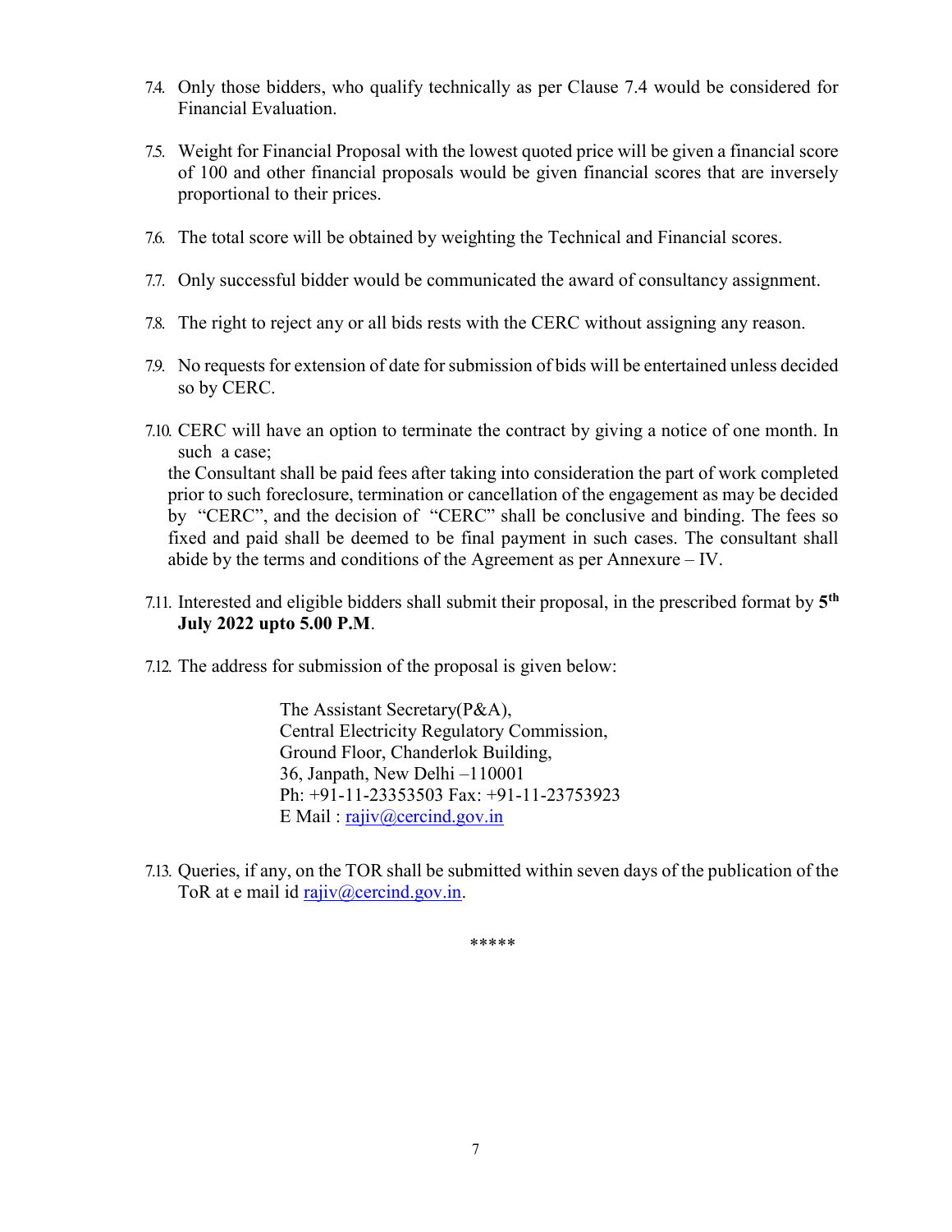7.4. Only those bidders, who qualify technically as per Clause 7.4 would be considered for Financial Evaluation.

7.5. Weight for Financial Proposal with the lowest quoted price will be given a financial score of 100 and other financial proposals would be given financial scores that are inversely proportional to their prices.

7.6. The total score will be obtained by weighting the Technical and Financial scores.

7.7. Only successful bidder would be communicated the award of consultancy assignment.

7.8. The right to reject any or all bids rests with the CERC without assigning any reason.

7.9. No requests for extension of date for submission of bids will be entertained unless decided so by CERC.

7.10. CERC will have an option to terminate the contract by giving a notice of one month. In such a case;
the Consultant shall be paid fees after taking into consideration the part of work completed prior to such foreclosure, termination or cancellation of the engagement as may be decided by "CERC", and the decision of "CERC" shall be conclusive and binding. The fees so fixed and paid shall be deemed to be final payment in such cases. The consultant shall abide by the terms and conditions of the Agreement as per Annexure – IV.

7.11. Interested and eligible bidders shall submit their proposal, in the prescribed format by **5th July 2022 upto 5.00 P.M**.

7.12. The address for submission of the proposal is given below:

The Assistant Secretary(P&A),
Central Electricity Regulatory Commission,
Ground Floor, Chanderlok Building,
36, Janpath, New Delhi –110001
Ph: +91-11-23353503 Fax: +91-11-23753923
E Mail : rajiv@cercind.gov.in

7.13. Queries, if any, on the TOR shall be submitted within seven days of the publication of the ToR at e mail id rajiv@cercind.gov.in.

*****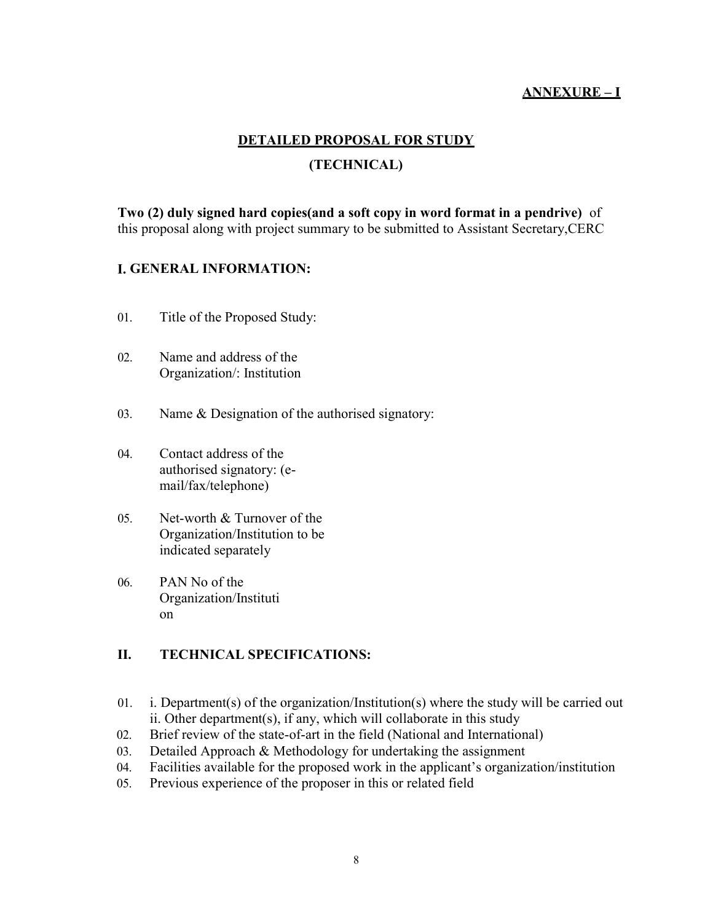**ANNEXURE – I**

## DETAILED PROPOSAL FOR STUDY

## (TECHNICAL)

**Two (2) duly signed hard copies(and a soft copy in word format in a pendrive)** of this proposal along with project summary to be submitted to Assistant Secretary,CERC

### I. GENERAL INFORMATION:

01. Title of the Proposed Study:

02. Name and address of the Organization/: Institution

03. Name & Designation of the authorised signatory:

04. Contact address of the authorised signatory: (e-mail/fax/telephone)

05. Net-worth & Turnover of the Organization/Institution to be indicated separately

06. PAN No of the Organization/Institution

### II. TECHNICAL SPECIFICATIONS:

01. i. Department(s) of the organization/Institution(s) where the study will be carried out
    ii. Other department(s), if any, which will collaborate in this study
02. Brief review of the state-of-art in the field (National and International)
03. Detailed Approach & Methodology for undertaking the assignment
04. Facilities available for the proposed work in the applicant's organization/institution
05. Previous experience of the proposer in this or related field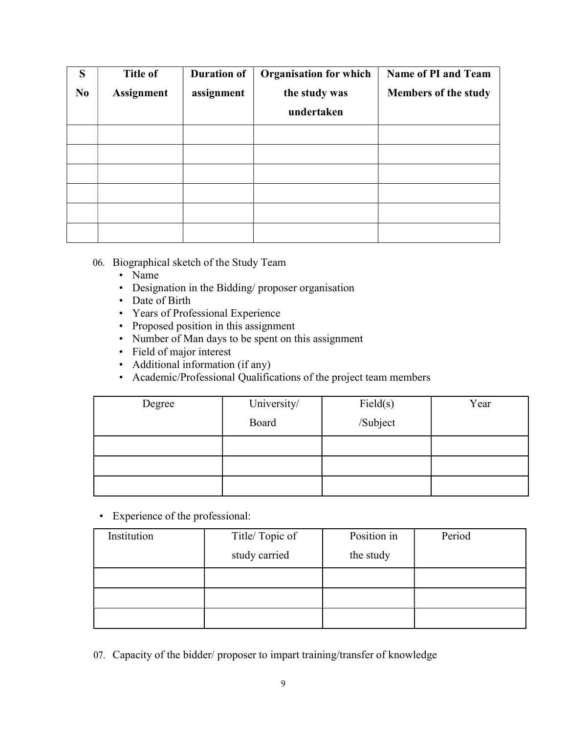| S No | Title of Assignment | Duration of assignment | Organisation for which the study was undertaken | Name of PI and Team Members of the study |
|---|---|---|---|---|
| | | | | |
| | | | | |
| | | | | |
| | | | | |
| | | | | |
| | | | | |

06. Biographical sketch of the Study Team
    - Name
    - Designation in the Bidding/ proposer organisation
    - Date of Birth
    - Years of Professional Experience
    - Proposed position in this assignment
    - Number of Man days to be spent on this assignment
    - Field of major interest
    - Additional information (if any)
    - Academic/Professional Qualifications of the project team members

| Degree | University/ Board | Field(s) /Subject | Year |
|---|---|---|---|
| | | | |
| | | | |
| | | | |

- Experience of the professional:

| Institution | Title/ Topic of study carried | Position in the study | Period |
|---|---|---|---|
| | | | |
| | | | |
| | | | |

07. Capacity of the bidder/ proposer to impart training/transfer of knowledge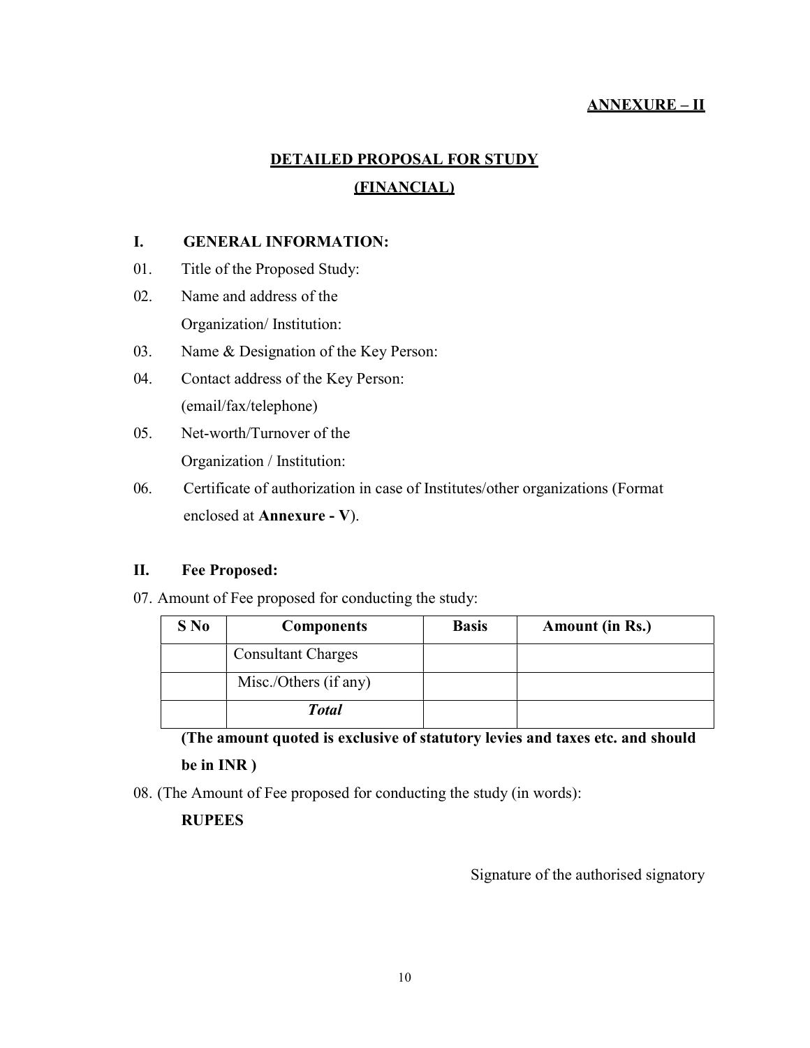**ANNEXURE – II**

# DETAILED PROPOSAL FOR STUDY
## (FINANCIAL)

### I. GENERAL INFORMATION:

01. Title of the Proposed Study:
02. Name and address of the Organization/ Institution:
03. Name & Designation of the Key Person:
04. Contact address of the Key Person: (email/fax/telephone)
05. Net-worth/Turnover of the Organization / Institution:
06. Certificate of authorization in case of Institutes/other organizations (Format enclosed at **Annexure - V**).

### II. Fee Proposed:

07. Amount of Fee proposed for conducting the study:

| S No | Components | Basis | Amount (in Rs.) |
|---|---|---|---|
| | Consultant Charges | | |
| | Misc./Others (if any) | | |
| | ***Total*** | | |

**(The amount quoted is exclusive of statutory levies and taxes etc. and should be in INR )**

08. (The Amount of Fee proposed for conducting the study (in words):

**RUPEES**

Signature of the authorised signatory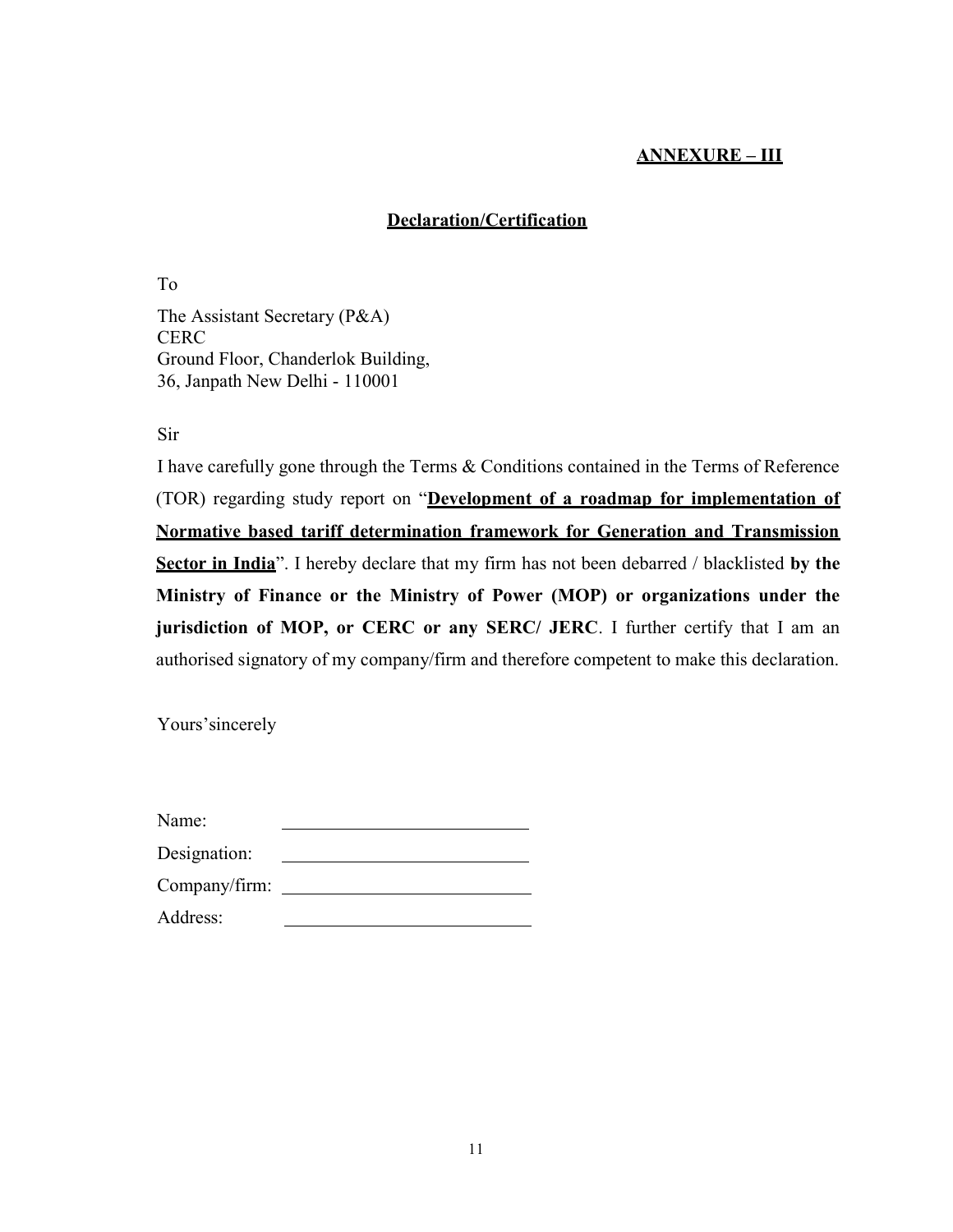**ANNEXURE – III**

## Declaration/Certification

To

The Assistant Secretary (P&A)
CERC
Ground Floor, Chanderlok Building,
36, Janpath New Delhi - 110001

Sir

I have carefully gone through the Terms & Conditions contained in the Terms of Reference (TOR) regarding study report on "**Development of a roadmap for implementation of Normative based tariff determination framework for Generation and Transmission Sector in India**". I hereby declare that my firm has not been debarred / blacklisted **by the Ministry of Finance or the Ministry of Power (MOP) or organizations under the jurisdiction of MOP, or CERC or any SERC/ JERC**. I further certify that I am an authorised signatory of my company/firm and therefore competent to make this declaration.

Yours'sincerely

Name: ___________________________

Designation: ___________________________

Company/firm: ___________________________

Address: ___________________________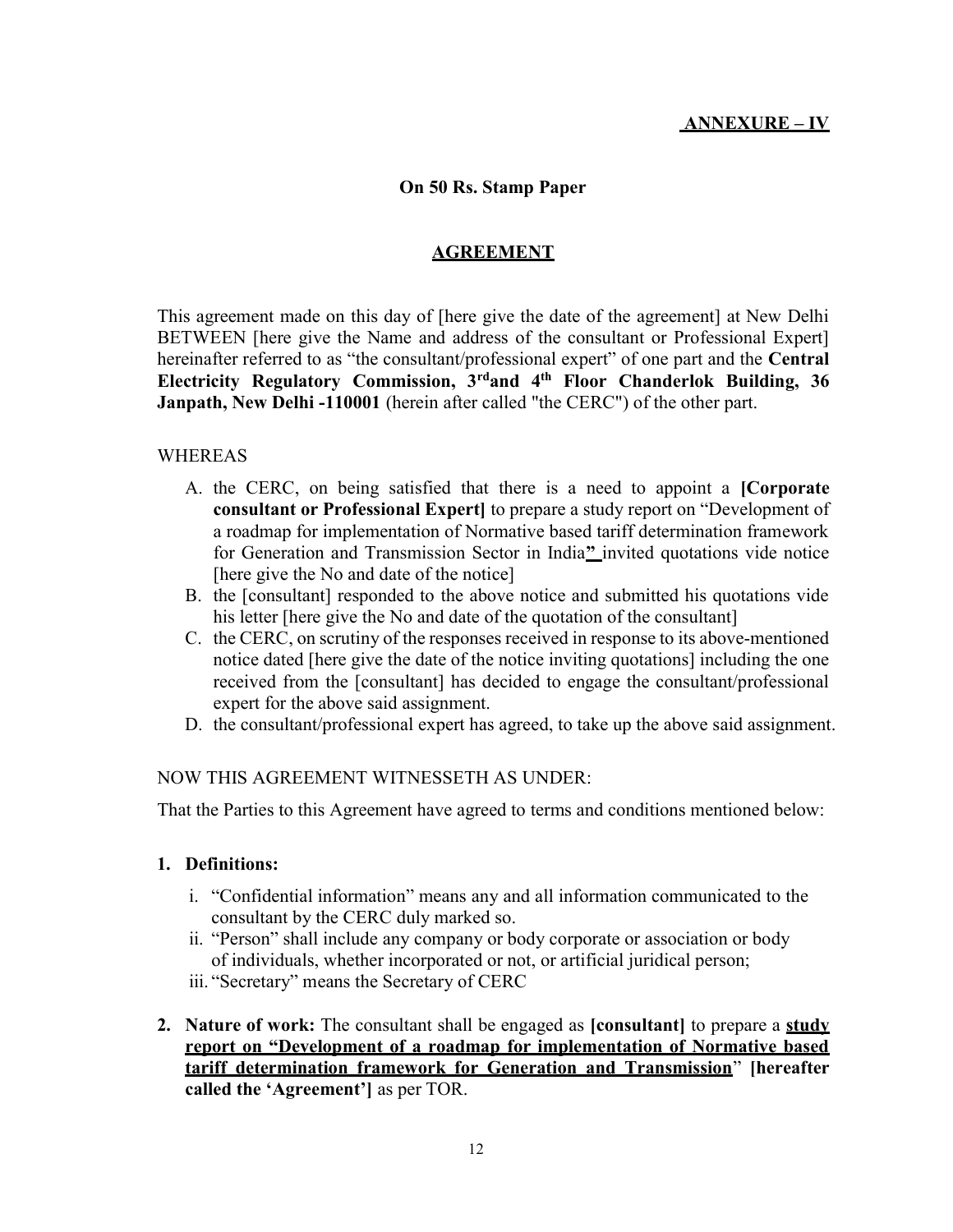**ANNEXURE – IV**

**On 50 Rs. Stamp Paper**

## AGREEMENT

This agreement made on this day of [here give the date of the agreement] at New Delhi BETWEEN [here give the Name and address of the consultant or Professional Expert] hereinafter referred to as "the consultant/professional expert" of one part and the **Central Electricity Regulatory Commission, 3rd and 4th Floor Chanderlok Building, 36 Janpath, New Delhi -110001** (herein after called "the CERC") of the other part.

WHEREAS

A. the CERC, on being satisfied that there is a need to appoint a **[Corporate consultant or Professional Expert]** to prepare a study report on "Development of a roadmap for implementation of Normative based tariff determination framework for Generation and Transmission Sector in India**"** invited quotations vide notice [here give the No and date of the notice]
B. the [consultant] responded to the above notice and submitted his quotations vide his letter [here give the No and date of the quotation of the consultant]
C. the CERC, on scrutiny of the responses received in response to its above-mentioned notice dated [here give the date of the notice inviting quotations] including the one received from the [consultant] has decided to engage the consultant/professional expert for the above said assignment.
D. the consultant/professional expert has agreed, to take up the above said assignment.

NOW THIS AGREEMENT WITNESSETH AS UNDER:

That the Parties to this Agreement have agreed to terms and conditions mentioned below:

1. **Definitions:**
   i. "Confidential information" means any and all information communicated to the consultant by the CERC duly marked so.
   ii. "Person" shall include any company or body corporate or association or body of individuals, whether incorporated or not, or artificial juridical person;
   iii. "Secretary" means the Secretary of CERC

2. **Nature of work:** The consultant shall be engaged as **[consultant]** to prepare a **study report on "Development of a roadmap for implementation of Normative based tariff determination framework for Generation and Transmission**" **[hereafter called the 'Agreement']** as per TOR.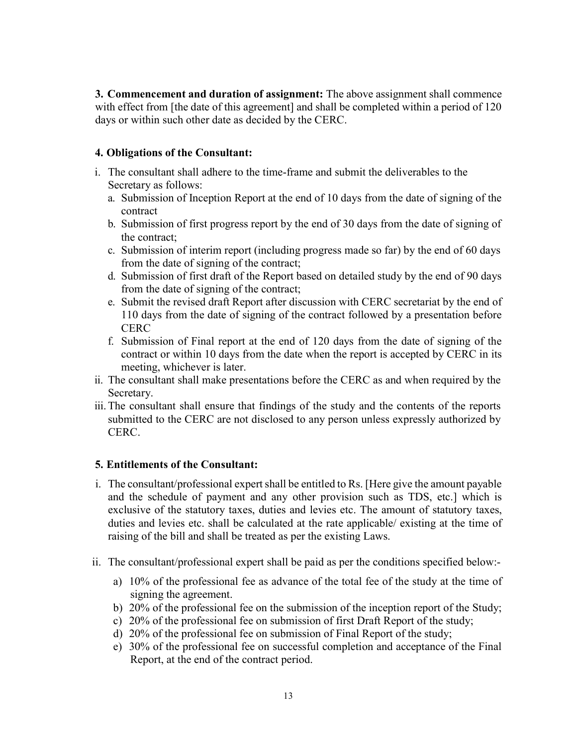**3. Commencement and duration of assignment:** The above assignment shall commence with effect from [the date of this agreement] and shall be completed within a period of 120 days or within such other date as decided by the CERC.

**4. Obligations of the Consultant:**

i. The consultant shall adhere to the time-frame and submit the deliverables to the Secretary as follows:
   a. Submission of Inception Report at the end of 10 days from the date of signing of the contract
   b. Submission of first progress report by the end of 30 days from the date of signing of the contract;
   c. Submission of interim report (including progress made so far) by the end of 60 days from the date of signing of the contract;
   d. Submission of first draft of the Report based on detailed study by the end of 90 days from the date of signing of the contract;
   e. Submit the revised draft Report after discussion with CERC secretariat by the end of 110 days from the date of signing of the contract followed by a presentation before CERC
   f. Submission of Final report at the end of 120 days from the date of signing of the contract or within 10 days from the date when the report is accepted by CERC in its meeting, whichever is later.

ii. The consultant shall make presentations before the CERC as and when required by the Secretary.

iii. The consultant shall ensure that findings of the study and the contents of the reports submitted to the CERC are not disclosed to any person unless expressly authorized by CERC.

**5. Entitlements of the Consultant:**

i. The consultant/professional expert shall be entitled to Rs. [Here give the amount payable and the schedule of payment and any other provision such as TDS, etc.] which is exclusive of the statutory taxes, duties and levies etc. The amount of statutory taxes, duties and levies etc. shall be calculated at the rate applicable/ existing at the time of raising of the bill and shall be treated as per the existing Laws.

ii. The consultant/professional expert shall be paid as per the conditions specified below:-
   a) 10% of the professional fee as advance of the total fee of the study at the time of signing the agreement.
   b) 20% of the professional fee on the submission of the inception report of the Study;
   c) 20% of the professional fee on submission of first Draft Report of the study;
   d) 20% of the professional fee on submission of Final Report of the study;
   e) 30% of the professional fee on successful completion and acceptance of the Final Report, at the end of the contract period.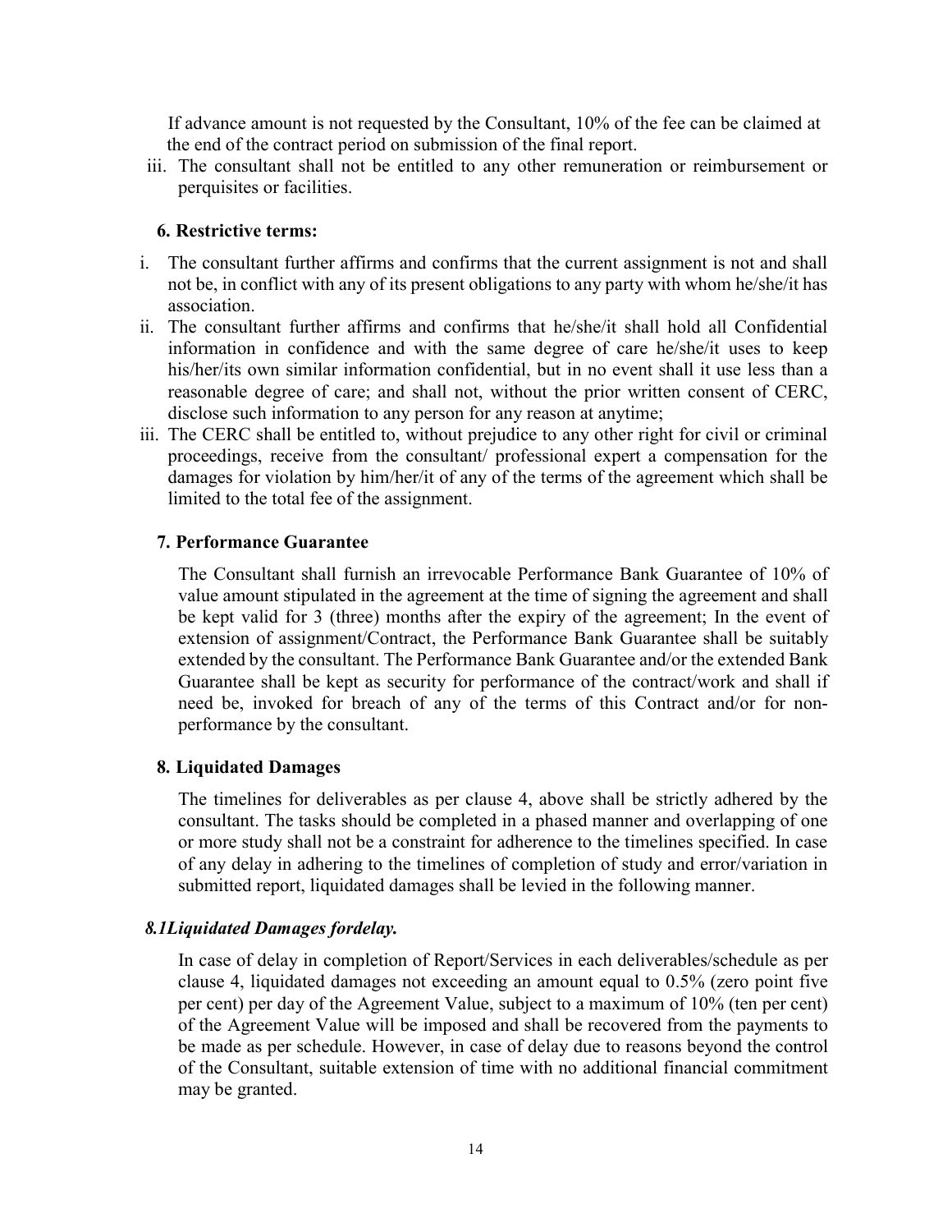If advance amount is not requested by the Consultant, 10% of the fee can be claimed at the end of the contract period on submission of the final report.

iii. The consultant shall not be entitled to any other remuneration or reimbursement or perquisites or facilities.

### 6. Restrictive terms:

i. The consultant further affirms and confirms that the current assignment is not and shall not be, in conflict with any of its present obligations to any party with whom he/she/it has association.
ii. The consultant further affirms and confirms that he/she/it shall hold all Confidential information in confidence and with the same degree of care he/she/it uses to keep his/her/its own similar information confidential, but in no event shall it use less than a reasonable degree of care; and shall not, without the prior written consent of CERC, disclose such information to any person for any reason at anytime;
iii. The CERC shall be entitled to, without prejudice to any other right for civil or criminal proceedings, receive from the consultant/ professional expert a compensation for the damages for violation by him/her/it of any of the terms of the agreement which shall be limited to the total fee of the assignment.

### 7. Performance Guarantee

The Consultant shall furnish an irrevocable Performance Bank Guarantee of 10% of value amount stipulated in the agreement at the time of signing the agreement and shall be kept valid for 3 (three) months after the expiry of the agreement; In the event of extension of assignment/Contract, the Performance Bank Guarantee shall be suitably extended by the consultant. The Performance Bank Guarantee and/or the extended Bank Guarantee shall be kept as security for performance of the contract/work and shall if need be, invoked for breach of any of the terms of this Contract and/or for non-performance by the consultant.

### 8. Liquidated Damages

The timelines for deliverables as per clause 4, above shall be strictly adhered by the consultant. The tasks should be completed in a phased manner and overlapping of one or more study shall not be a constraint for adherence to the timelines specified. In case of any delay in adhering to the timelines of completion of study and error/variation in submitted report, liquidated damages shall be levied in the following manner.

#### *8.1Liquidated Damages fordelay.*

In case of delay in completion of Report/Services in each deliverables/schedule as per clause 4, liquidated damages not exceeding an amount equal to 0.5% (zero point five per cent) per day of the Agreement Value, subject to a maximum of 10% (ten per cent) of the Agreement Value will be imposed and shall be recovered from the payments to be made as per schedule. However, in case of delay due to reasons beyond the control of the Consultant, suitable extension of time with no additional financial commitment may be granted.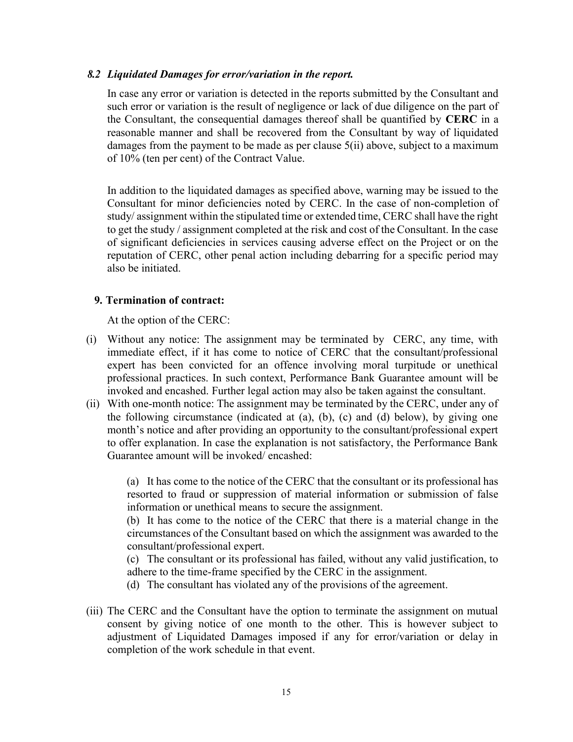### *8.2 Liquidated Damages for error/variation in the report.*

In case any error or variation is detected in the reports submitted by the Consultant and such error or variation is the result of negligence or lack of due diligence on the part of the Consultant, the consequential damages thereof shall be quantified by **CERC** in a reasonable manner and shall be recovered from the Consultant by way of liquidated damages from the payment to be made as per clause 5(ii) above, subject to a maximum of 10% (ten per cent) of the Contract Value.

In addition to the liquidated damages as specified above, warning may be issued to the Consultant for minor deficiencies noted by CERC. In the case of non-completion of study/ assignment within the stipulated time or extended time, CERC shall have the right to get the study / assignment completed at the risk and cost of the Consultant. In the case of significant deficiencies in services causing adverse effect on the Project or on the reputation of CERC, other penal action including debarring for a specific period may also be initiated.

### 9. Termination of contract:

At the option of the CERC:

(i) Without any notice: The assignment may be terminated by CERC, any time, with immediate effect, if it has come to notice of CERC that the consultant/professional expert has been convicted for an offence involving moral turpitude or unethical professional practices. In such context, Performance Bank Guarantee amount will be invoked and encashed. Further legal action may also be taken against the consultant.

(ii) With one-month notice: The assignment may be terminated by the CERC, under any of the following circumstance (indicated at (a), (b), (c) and (d) below), by giving one month's notice and after providing an opportunity to the consultant/professional expert to offer explanation. In case the explanation is not satisfactory, the Performance Bank Guarantee amount will be invoked/ encashed:

(a) It has come to the notice of the CERC that the consultant or its professional has resorted to fraud or suppression of material information or submission of false information or unethical means to secure the assignment.

(b) It has come to the notice of the CERC that there is a material change in the circumstances of the Consultant based on which the assignment was awarded to the consultant/professional expert.

(c) The consultant or its professional has failed, without any valid justification, to adhere to the time-frame specified by the CERC in the assignment.

(d) The consultant has violated any of the provisions of the agreement.

(iii) The CERC and the Consultant have the option to terminate the assignment on mutual consent by giving notice of one month to the other. This is however subject to adjustment of Liquidated Damages imposed if any for error/variation or delay in completion of the work schedule in that event.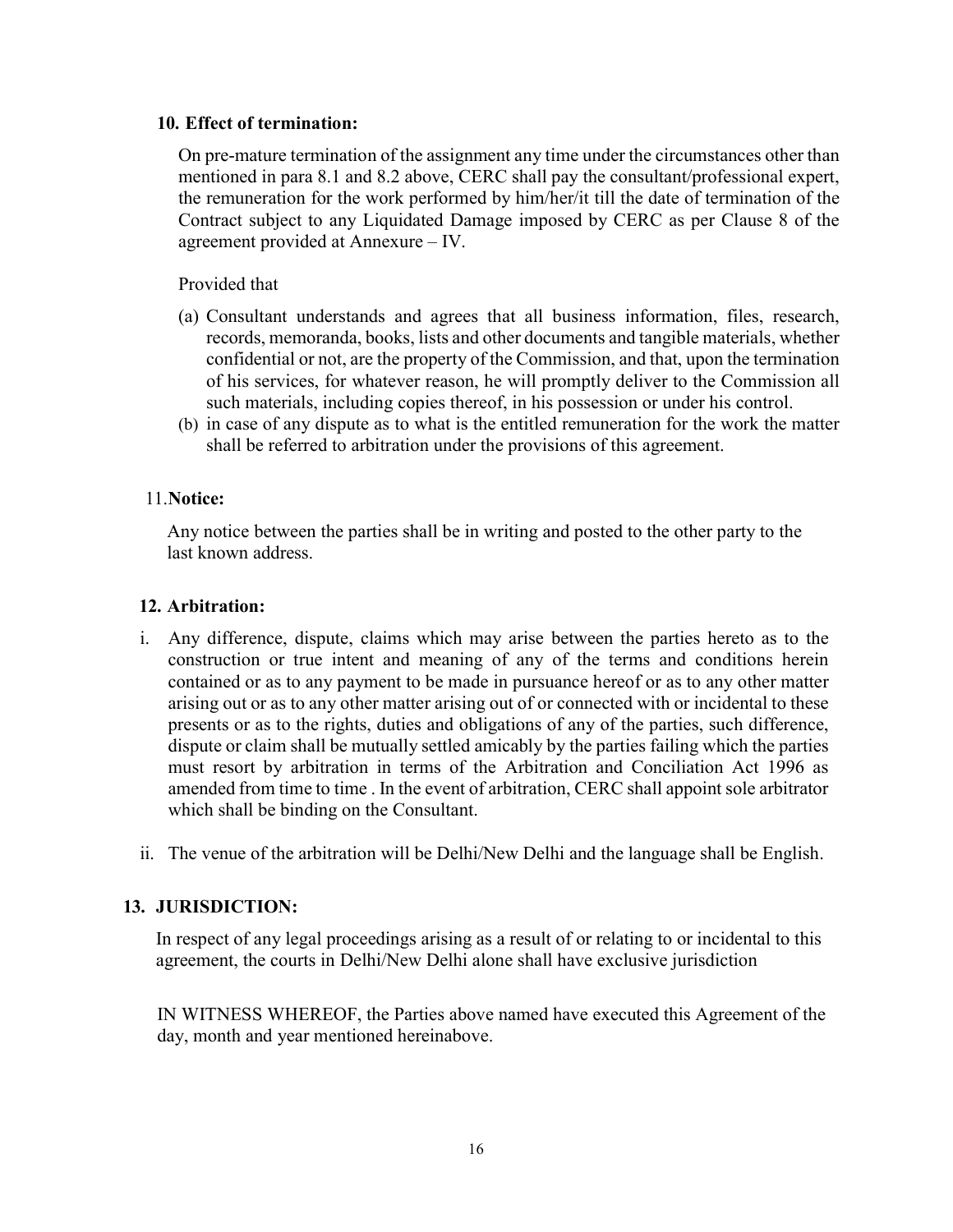**10. Effect of termination:**

On pre-mature termination of the assignment any time under the circumstances other than mentioned in para 8.1 and 8.2 above, CERC shall pay the consultant/professional expert, the remuneration for the work performed by him/her/it till the date of termination of the Contract subject to any Liquidated Damage imposed by CERC as per Clause 8 of the agreement provided at Annexure – IV.

Provided that

(a) Consultant understands and agrees that all business information, files, research, records, memoranda, books, lists and other documents and tangible materials, whether confidential or not, are the property of the Commission, and that, upon the termination of his services, for whatever reason, he will promptly deliver to the Commission all such materials, including copies thereof, in his possession or under his control.

(b) in case of any dispute as to what is the entitled remuneration for the work the matter shall be referred to arbitration under the provisions of this agreement.

11.**Notice:**

Any notice between the parties shall be in writing and posted to the other party to the last known address.

**12. Arbitration:**

i. Any difference, dispute, claims which may arise between the parties hereto as to the construction or true intent and meaning of any of the terms and conditions herein contained or as to any payment to be made in pursuance hereof or as to any other matter arising out or as to any other matter arising out of or connected with or incidental to these presents or as to the rights, duties and obligations of any of the parties, such difference, dispute or claim shall be mutually settled amicably by the parties failing which the parties must resort by arbitration in terms of the Arbitration and Conciliation Act 1996 as amended from time to time . In the event of arbitration, CERC shall appoint sole arbitrator which shall be binding on the Consultant.

ii. The venue of the arbitration will be Delhi/New Delhi and the language shall be English.

**13. JURISDICTION:**

In respect of any legal proceedings arising as a result of or relating to or incidental to this agreement, the courts in Delhi/New Delhi alone shall have exclusive jurisdiction

IN WITNESS WHEREOF, the Parties above named have executed this Agreement of the day, month and year mentioned hereinabove.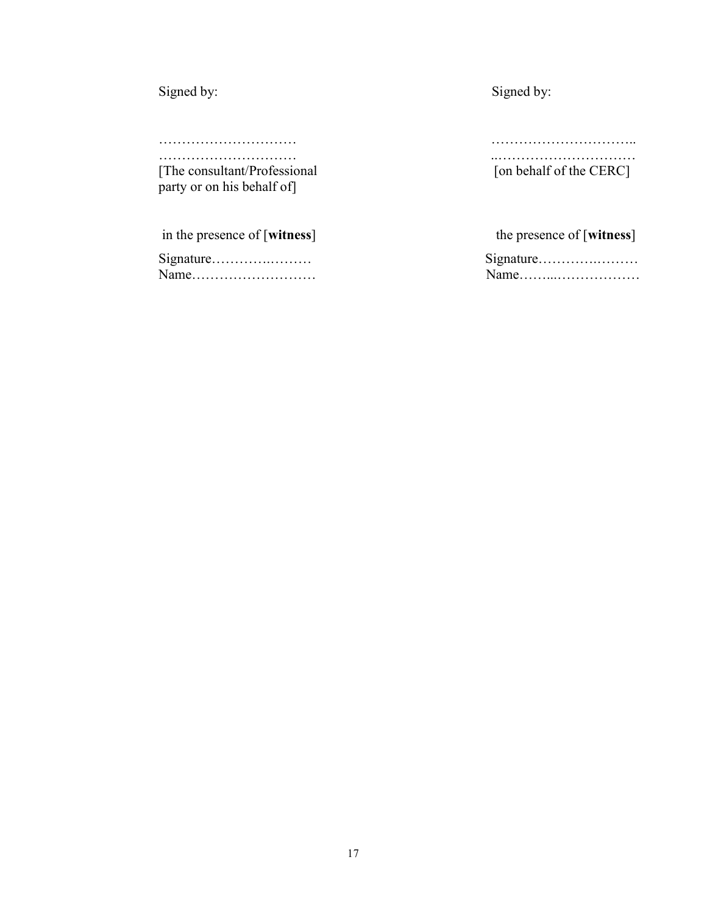Signed by:

…………………………
…………………………
[The consultant/Professional party or on his behalf of]

in the presence of [**witness**]

Signature………….………
Name………………………

Signed by:

…………………………..
..…………………………
[on behalf of the CERC]

the presence of [**witness**]

Signature…………….………
Name……...………………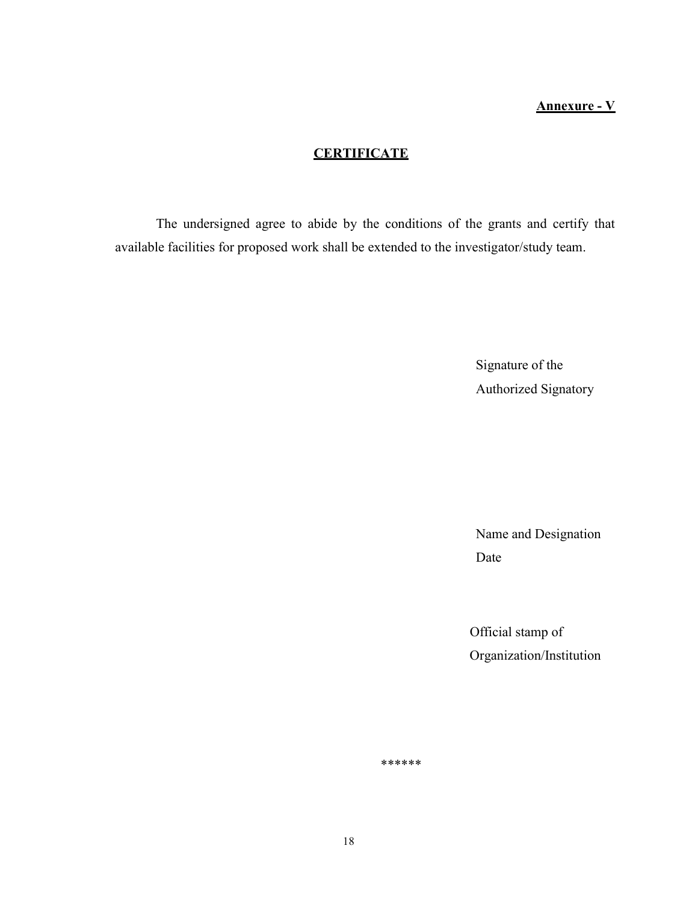**Annexure - V**

## CERTIFICATE

The undersigned agree to abide by the conditions of the grants and certify that available facilities for proposed work shall be extended to the investigator/study team.

Signature of the
Authorized Signatory

Name and Designation
Date

Official stamp of
Organization/Institution

******